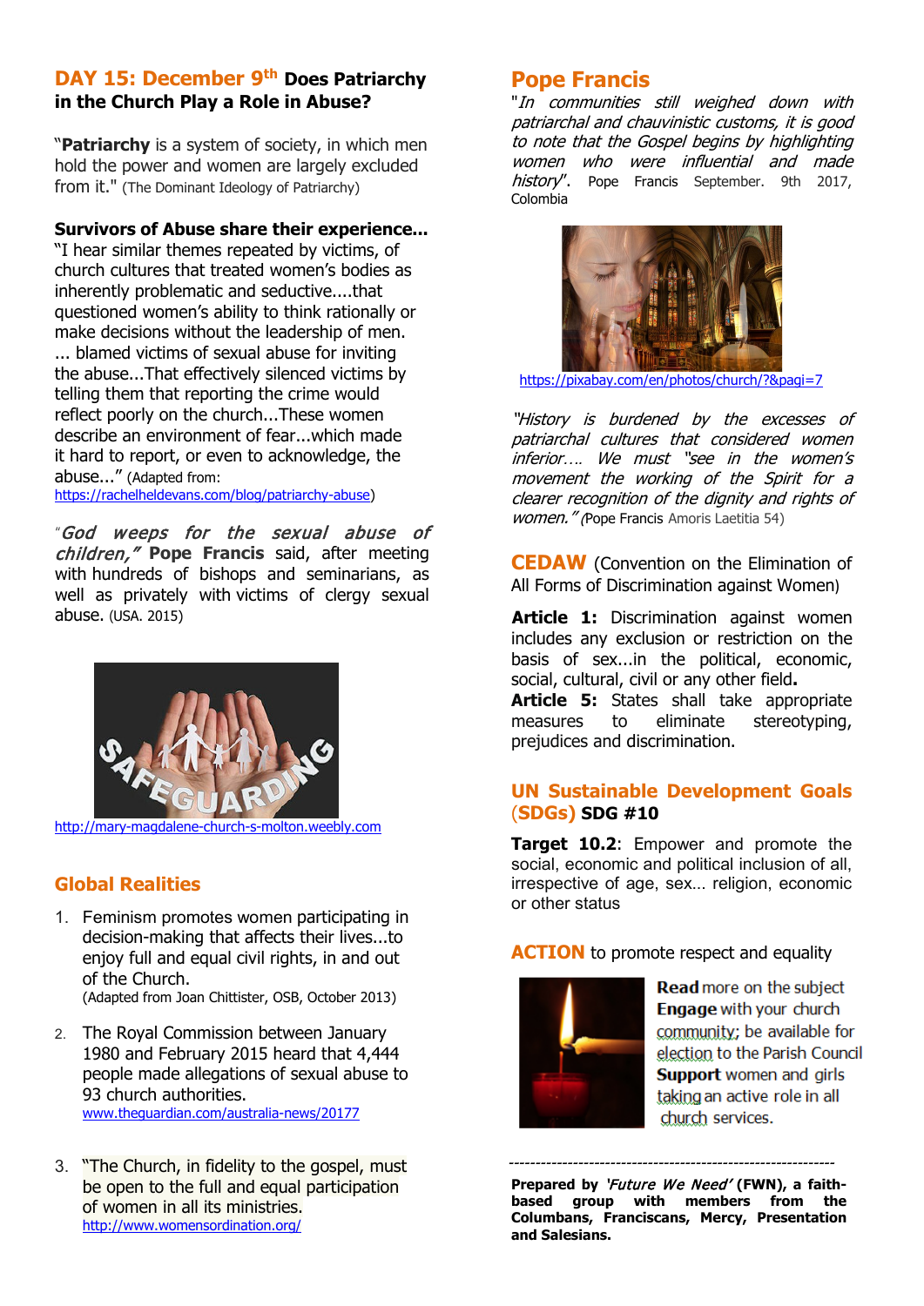## DAY 15: December 9th Does Patriarchy in the Church Play a Role in Abuse?

"**Patriarchy** is a system of society, in which men hold the power and women are largely excluded from it." (The Dominant Ideology of Patriarchy)

**Survivors of Abuse share their experience...**
"I hear similar themes repeated by victims, of church cultures that treated women's bodies as inherently problematic and seductive....that questioned women's ability to think rationally or make decisions without the leadership of men. ... blamed victims of sexual abuse for inviting the abuse...That effectively silenced victims by telling them that reporting the crime would reflect poorly on the church...These women describe an environment of fear...which made it hard to report, or even to acknowledge, the abuse..." (Adapted from: https://rachelheldevans.com/blog/patriarchy-abuse)

"*God weeps for the sexual abuse of children,"* **Pope Francis** said, after meeting with hundreds of bishops and seminarians, as well as privately with victims of clergy sexual abuse. (USA. 2015)

http://mary-magdalene-church-s-molton.weebly.com

## Global Realities

1. Feminism promotes women participating in decision-making that affects their lives...to enjoy full and equal civil rights, in and out of the Church.
   (Adapted from Joan Chittister, OSB, October 2013)

2. The Royal Commission between January 1980 and February 2015 heard that 4,444 people made allegations of sexual abuse to 93 church authorities.
   www.theguardian.com/australia-news/20177

3. "The Church, in fidelity to the gospel, must be open to the full and equal participation of women in all its ministries.
   http://www.womensordination.org/

## Pope Francis

"*In communities still weighed down with patriarchal and chauvinistic customs, it is good to note that the Gospel begins by highlighting women who were influential and made history*". Pope Francis September. 9th 2017, Colombia

https://pixabay.com/en/photos/church/?&pagi=7

*"History is burdened by the excesses of patriarchal cultures that considered women inferior…. We must "see in the women's movement the working of the Spirit for a clearer recognition of the dignity and rights of women."* (Pope Francis Amoris Laetitia 54)

**CEDAW** (Convention on the Elimination of All Forms of Discrimination against Women)

**Article 1:** Discrimination against women includes any exclusion or restriction on the basis of sex...in the political, economic, social, cultural, civil or any other field.
**Article 5:** States shall take appropriate measures to eliminate stereotyping, prejudices and discrimination.

## UN Sustainable Development Goals (SDGs) SDG #10

**Target 10.2**: Empower and promote the social, economic and political inclusion of all, irrespective of age, sex... religion, economic or other status

## ACTION to promote respect and equality

**Read** more on the subject
**Engage** with your church community; be available for election to the Parish Council
**Support** women and girls taking an active role in all church services.

---

**Prepared by *'Future We Need'* (FWN), a faith-based group with members from the Columbans, Franciscans, Mercy, Presentation and Salesians.**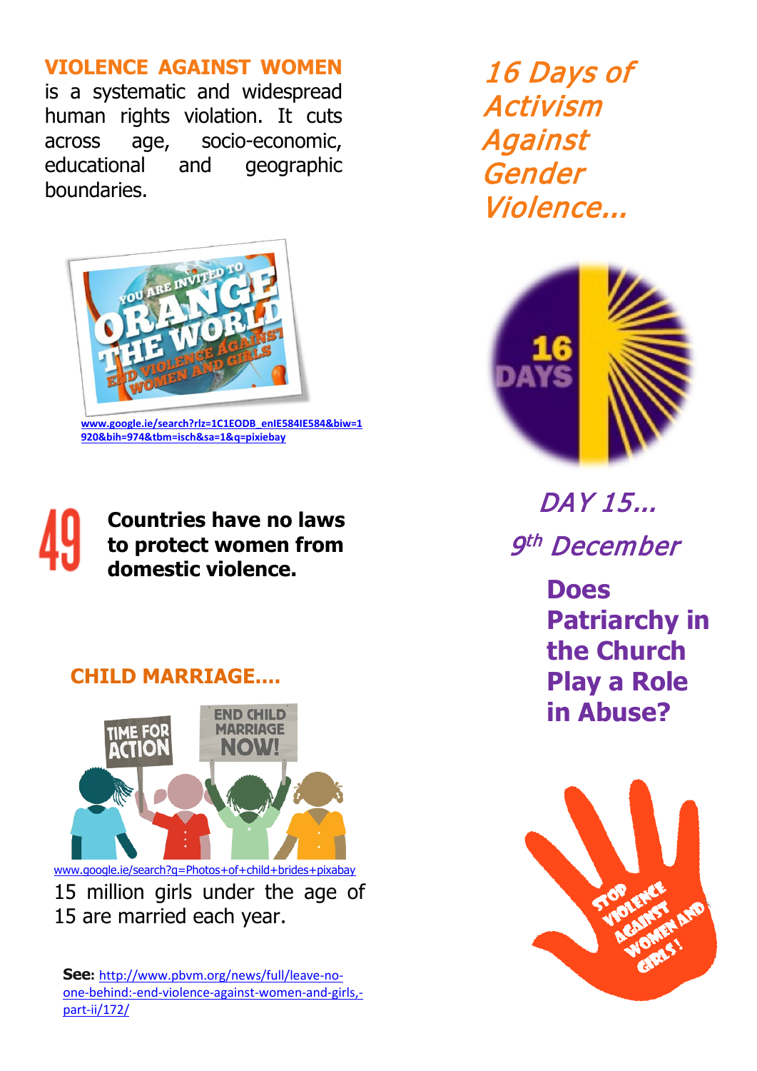**VIOLENCE AGAINST WOMEN** is a systematic and widespread human rights violation. It cuts across age, socio-economic, educational and geographic boundaries.

www.google.ie/search?rlz=1C1EODB_enIE584IE584&biw=1920&bih=974&tbm=isch&sa=1&q=pixiebay

**49 Countries have no laws to protect women from domestic violence.**

## CHILD MARRIAGE....

www.google.ie/search?q=Photos+of+child+brides+pixabay

15 million girls under the age of 15 are married each year.

**See:** http://www.pbvm.org/news/full/leave-no-one-behind:-end-violence-against-women-and-girls,-part-ii/172/

# *16 Days of Activism Against Gender Violence...*

## *DAY 15...*

## *9th December*

## Does Patriarchy in the Church Play a Role in Abuse?